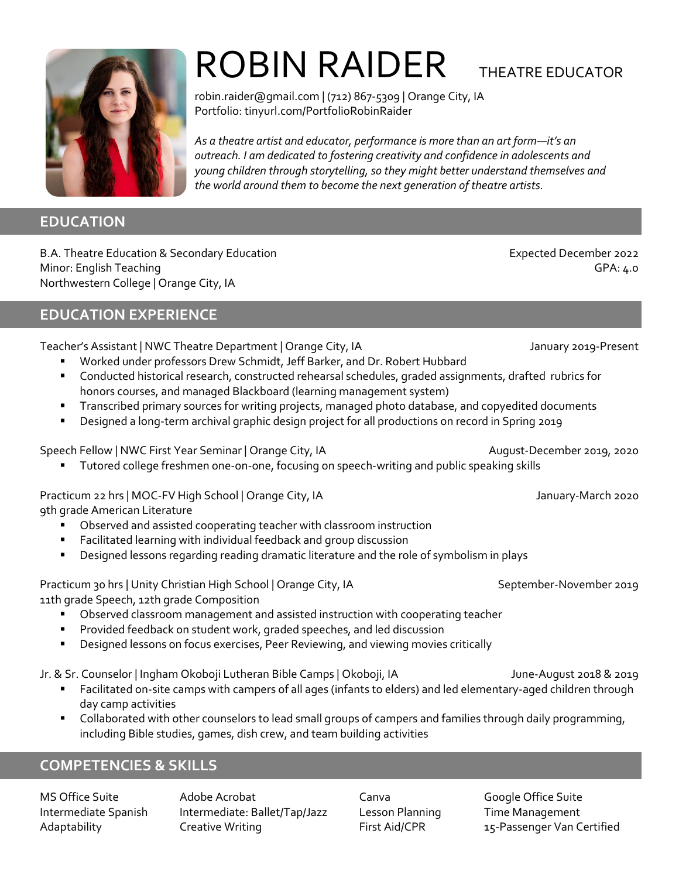# ROBIN RAIDER

THEATRE EDUCATOR

robin.raider@gmail.com | (712) 867-5309 | Orange City, IA
Portfolio: tinyurl.com/PortfolioRobinRaider

*As a theatre artist and educator, performance is more than an art form—it's an outreach. I am dedicated to fostering creativity and confidence in adolescents and young children through storytelling, so they might better understand themselves and the world around them to become the next generation of theatre artists.*

## EDUCATION

B.A. Theatre Education & Secondary Education — Expected December 2022
Minor: English Teaching — GPA: 4.0
Northwestern College | Orange City, IA

## EDUCATION EXPERIENCE

Teacher's Assistant | NWC Theatre Department | Orange City, IA — January 2019-Present

- Worked under professors Drew Schmidt, Jeff Barker, and Dr. Robert Hubbard
- Conducted historical research, constructed rehearsal schedules, graded assignments, drafted rubrics for honors courses, and managed Blackboard (learning management system)
- Transcribed primary sources for writing projects, managed photo database, and copyedited documents
- Designed a long-term archival graphic design project for all productions on record in Spring 2019

Speech Fellow | NWC First Year Seminar | Orange City, IA — August-December 2019, 2020

- Tutored college freshmen one-on-one, focusing on speech-writing and public speaking skills

Practicum 22 hrs | MOC-FV High School | Orange City, IA — January-March 2020
9th grade American Literature

- Observed and assisted cooperating teacher with classroom instruction
- Facilitated learning with individual feedback and group discussion
- Designed lessons regarding reading dramatic literature and the role of symbolism in plays

Practicum 30 hrs | Unity Christian High School | Orange City, IA — September-November 2019
11th grade Speech, 12th grade Composition

- Observed classroom management and assisted instruction with cooperating teacher
- Provided feedback on student work, graded speeches, and led discussion
- Designed lessons on focus exercises, Peer Reviewing, and viewing movies critically

Jr. & Sr. Counselor | Ingham Okoboji Lutheran Bible Camps | Okoboji, IA — June-August 2018 & 2019

- Facilitated on-site camps with campers of all ages (infants to elders) and led elementary-aged children through day camp activities
- Collaborated with other counselors to lead small groups of campers and families through daily programming, including Bible studies, games, dish crew, and team building activities

## COMPETENCIES & SKILLS

| | | | |
|---|---|---|---|
| MS Office Suite | Adobe Acrobat | Canva | Google Office Suite |
| Intermediate Spanish | Intermediate: Ballet/Tap/Jazz | Lesson Planning | Time Management |
| Adaptability | Creative Writing | First Aid/CPR | 15-Passenger Van Certified |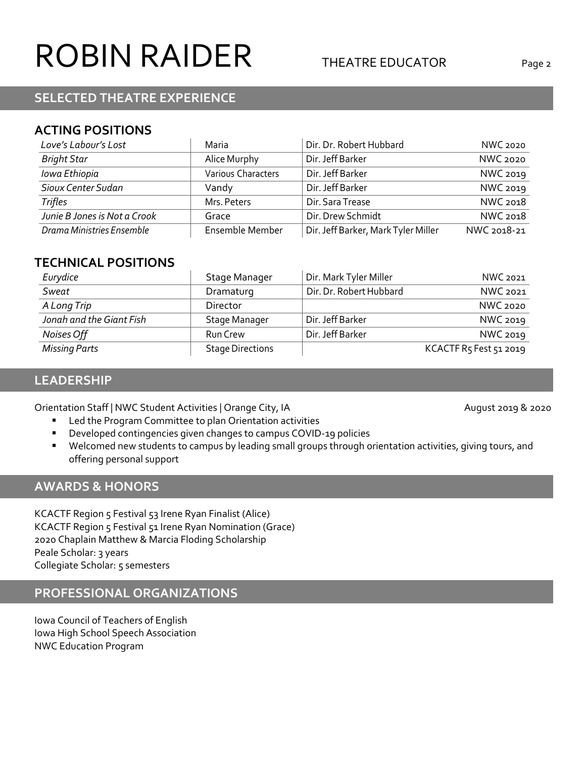# ROBIN RAIDER

THEATRE EDUCATOR

## SELECTED THEATRE EXPERIENCE

### ACTING POSITIONS

| | | | |
|---|---|---|---|
| *Love's Labour's Lost* | Maria | Dir. Dr. Robert Hubbard | NWC 2020 |
| *Bright Star* | Alice Murphy | Dir. Jeff Barker | NWC 2020 |
| *Iowa Ethiopia* | Various Characters | Dir. Jeff Barker | NWC 2019 |
| *Sioux Center Sudan* | Vandy | Dir. Jeff Barker | NWC 2019 |
| *Trifles* | Mrs. Peters | Dir. Sara Trease | NWC 2018 |
| *Junie B Jones is Not a Crook* | Grace | Dir. Drew Schmidt | NWC 2018 |
| *Drama Ministries Ensemble* | Ensemble Member | Dir. Jeff Barker, Mark Tyler Miller | NWC 2018-21 |

### TECHNICAL POSITIONS

| | | | |
|---|---|---|---|
| *Eurydice* | Stage Manager | Dir. Mark Tyler Miller | NWC 2021 |
| *Sweat* | Dramaturg | Dir. Dr. Robert Hubbard | NWC 2021 |
| *A Long Trip* | Director | | NWC 2020 |
| *Jonah and the Giant Fish* | Stage Manager | Dir. Jeff Barker | NWC 2019 |
| *Noises Off* | Run Crew | Dir. Jeff Barker | NWC 2019 |
| *Missing Parts* | Stage Directions | | KCACTF R5 Fest 51 2019 |

## LEADERSHIP

Orientation Staff | NWC Student Activities | Orange City, IA — August 2019 & 2020

- Led the Program Committee to plan Orientation activities
- Developed contingencies given changes to campus COVID-19 policies
- Welcomed new students to campus by leading small groups through orientation activities, giving tours, and offering personal support

## AWARDS & HONORS

KCACTF Region 5 Festival 53 Irene Ryan Finalist (Alice)
KCACTF Region 5 Festival 51 Irene Ryan Nomination (Grace)
2020 Chaplain Matthew & Marcia Floding Scholarship
Peale Scholar: 3 years
Collegiate Scholar: 5 semesters

## PROFESSIONAL ORGANIZATIONS

Iowa Council of Teachers of English
Iowa High School Speech Association
NWC Education Program